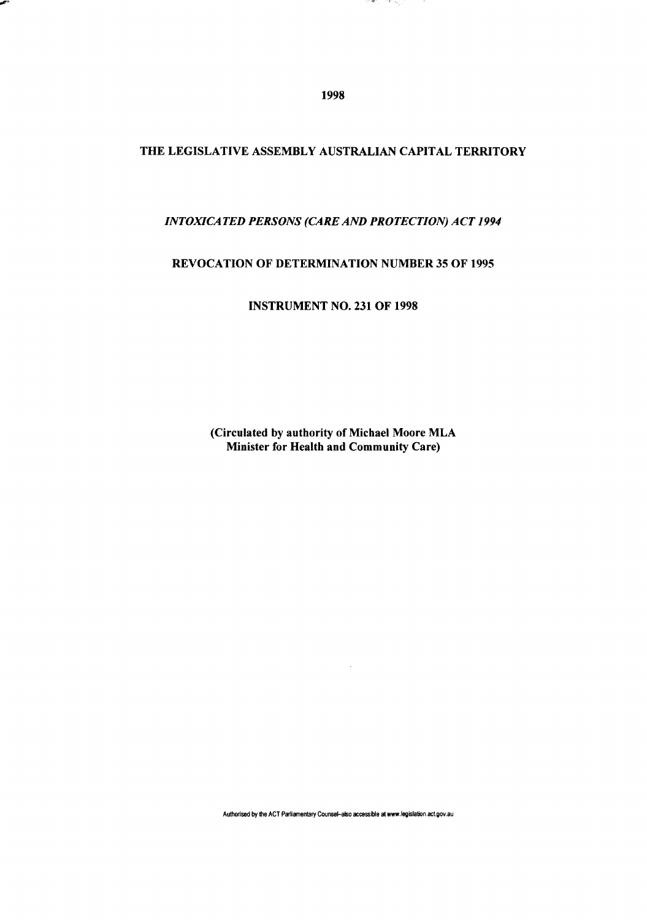1998

# THE LEGISLATIVE ASSEMBLY AUSTRALIAN CAPITAL TERRITORY

## *INTOXICATED PERSONS (CARE AND PROTECTION) ACT 1994*

## REVOCATION OF DETERMINATION NUMBER 35 OF 1995

## INSTRUMENT NO. 231 OF 1998

**(Circulated by authority of Michael Moore MLA Minister for Health and Community Care)**

Authorised by the ACT Parliamentary Counsel–also accessible at www.legislation.act.gov.au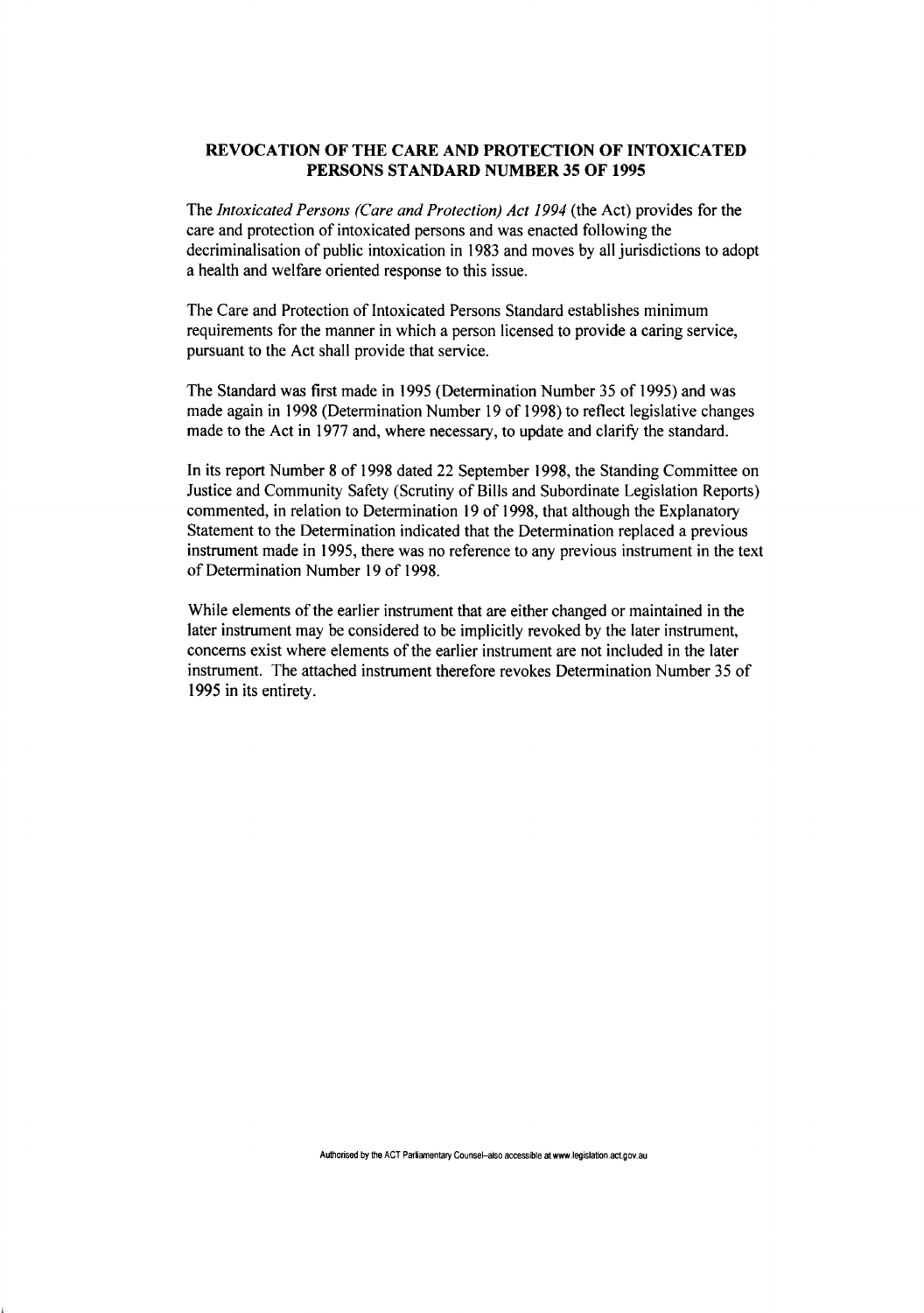**REVOCATION OF THE CARE AND PROTECTION OF INTOXICATED PERSONS STANDARD NUMBER 35 OF 1995**

The *Intoxicated Persons (Care and Protection) Act 1994* (the Act) provides for the care and protection of intoxicated persons and was enacted following the decriminalisation of public intoxication in 1983 and moves by all jurisdictions to adopt a health and welfare oriented response to this issue.

The Care and Protection of Intoxicated Persons Standard establishes minimum requirements for the manner in which a person licensed to provide a caring service, pursuant to the Act shall provide that service.

The Standard was first made in 1995 (Determination Number 35 of 1995) and was made again in 1998 (Determination Number 19 of 1998) to reflect legislative changes made to the Act in 1977 and, where necessary, to update and clarify the standard.

In its report Number 8 of 1998 dated 22 September 1998, the Standing Committee on Justice and Community Safety (Scrutiny of Bills and Subordinate Legislation Reports) commented, in relation to Determination 19 of 1998, that although the Explanatory Statement to the Determination indicated that the Determination replaced a previous instrument made in 1995, there was no reference to any previous instrument in the text of Determination Number 19 of 1998.

While elements of the earlier instrument that are either changed or maintained in the later instrument may be considered to be implicitly revoked by the later instrument, concerns exist where elements of the earlier instrument are not included in the later instrument. The attached instrument therefore revokes Determination Number 35 of 1995 in its entirety.